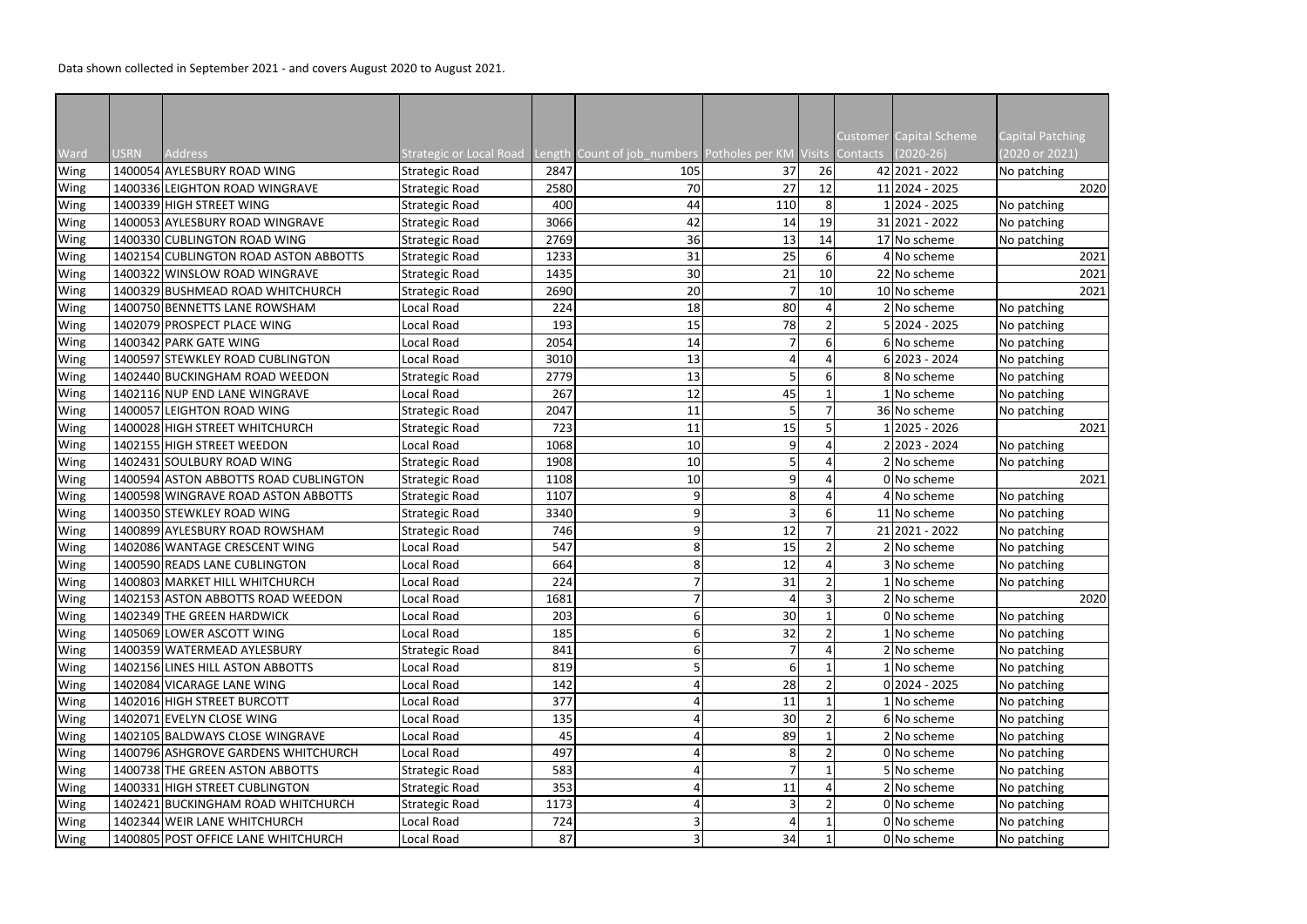Data shown collected in September 2021 - and covers August 2020 to August 2021.

| Ward | USRN | Address | Strategic or Local Road | Length | Count of job_numbers | Potholes per KM | Visits | Customer Contacts | Capital Scheme (2020-26) | Capital Patching (2020 or 2021) |
|---|---|---|---|---|---|---|---|---|---|---|
| Wing | 1400054 | AYLESBURY ROAD WING | Strategic Road | 2847 | 105 | 37 | 26 | 42 | 2021 - 2022 | No patching |
| Wing | 1400336 | LEIGHTON ROAD WINGRAVE | Strategic Road | 2580 | 70 | 27 | 12 | 11 | 2024 - 2025 | 2020 |
| Wing | 1400339 | HIGH STREET WING | Strategic Road | 400 | 44 | 110 | 8 | 1 | 2024 - 2025 | No patching |
| Wing | 1400053 | AYLESBURY ROAD WINGRAVE | Strategic Road | 3066 | 42 | 14 | 19 | 31 | 2021 - 2022 | No patching |
| Wing | 1400330 | CUBLINGTON ROAD WING | Strategic Road | 2769 | 36 | 13 | 14 | 17 | No scheme | No patching |
| Wing | 1402154 | CUBLINGTON ROAD ASTON ABBOTTS | Strategic Road | 1233 | 31 | 25 | 6 | 4 | No scheme | 2021 |
| Wing | 1400322 | WINSLOW ROAD WINGRAVE | Strategic Road | 1435 | 30 | 21 | 10 | 22 | No scheme | 2021 |
| Wing | 1400329 | BUSHMEAD ROAD WHITCHURCH | Strategic Road | 2690 | 20 | 7 | 10 | 10 | No scheme | 2021 |
| Wing | 1400750 | BENNETTS LANE ROWSHAM | Local Road | 224 | 18 | 80 | 4 | 2 | No scheme | No patching |
| Wing | 1402079 | PROSPECT PLACE WING | Local Road | 193 | 15 | 78 | 2 | 5 | 2024 - 2025 | No patching |
| Wing | 1400342 | PARK GATE WING | Local Road | 2054 | 14 | 7 | 6 | 6 | No scheme | No patching |
| Wing | 1400597 | STEWKLEY ROAD CUBLINGTON | Local Road | 3010 | 13 | 4 | 4 | 6 | 2023 - 2024 | No patching |
| Wing | 1402440 | BUCKINGHAM ROAD WEEDON | Strategic Road | 2779 | 13 | 5 | 6 | 8 | No scheme | No patching |
| Wing | 1402116 | NUP END LANE WINGRAVE | Local Road | 267 | 12 | 45 | 1 | 1 | No scheme | No patching |
| Wing | 1400057 | LEIGHTON ROAD WING | Strategic Road | 2047 | 11 | 5 | 7 | 36 | No scheme | No patching |
| Wing | 1400028 | HIGH STREET WHITCHURCH | Strategic Road | 723 | 11 | 15 | 5 | 1 | 2025 - 2026 | 2021 |
| Wing | 1402155 | HIGH STREET WEEDON | Local Road | 1068 | 10 | 9 | 4 | 2 | 2023 - 2024 | No patching |
| Wing | 1402431 | SOULBURY ROAD WING | Strategic Road | 1908 | 10 | 5 | 4 | 2 | No scheme | No patching |
| Wing | 1400594 | ASTON ABBOTTS ROAD CUBLINGTON | Strategic Road | 1108 | 10 | 9 | 4 | 0 | No scheme | 2021 |
| Wing | 1400598 | WINGRAVE ROAD ASTON ABBOTTS | Strategic Road | 1107 | 9 | 8 | 4 | 4 | No scheme | No patching |
| Wing | 1400350 | STEWKLEY ROAD WING | Strategic Road | 3340 | 9 | 3 | 6 | 11 | No scheme | No patching |
| Wing | 1400899 | AYLESBURY ROAD ROWSHAM | Strategic Road | 746 | 9 | 12 | 7 | 21 | 2021 - 2022 | No patching |
| Wing | 1402086 | WANTAGE CRESCENT WING | Local Road | 547 | 8 | 15 | 2 | 2 | No scheme | No patching |
| Wing | 1400590 | READS LANE CUBLINGTON | Local Road | 664 | 8 | 12 | 4 | 3 | No scheme | No patching |
| Wing | 1400803 | MARKET HILL WHITCHURCH | Local Road | 224 | 7 | 31 | 2 | 1 | No scheme | No patching |
| Wing | 1402153 | ASTON ABBOTTS ROAD WEEDON | Local Road | 1681 | 7 | 4 | 3 | 2 | No scheme | 2020 |
| Wing | 1402349 | THE GREEN HARDWICK | Local Road | 203 | 6 | 30 | 1 | 0 | No scheme | No patching |
| Wing | 1405069 | LOWER ASCOTT WING | Local Road | 185 | 6 | 32 | 2 | 1 | No scheme | No patching |
| Wing | 1400359 | WATERMEAD AYLESBURY | Strategic Road | 841 | 6 | 7 | 4 | 2 | No scheme | No patching |
| Wing | 1402156 | LINES HILL ASTON ABBOTTS | Local Road | 819 | 5 | 6 | 1 | 1 | No scheme | No patching |
| Wing | 1402084 | VICARAGE LANE WING | Local Road | 142 | 4 | 28 | 2 | 0 | 2024 - 2025 | No patching |
| Wing | 1402016 | HIGH STREET BURCOTT | Local Road | 377 | 4 | 11 | 1 | 1 | No scheme | No patching |
| Wing | 1402071 | EVELYN CLOSE WING | Local Road | 135 | 4 | 30 | 2 | 6 | No scheme | No patching |
| Wing | 1402105 | BALDWAYS CLOSE WINGRAVE | Local Road | 45 | 4 | 89 | 1 | 2 | No scheme | No patching |
| Wing | 1400796 | ASHGROVE GARDENS WHITCHURCH | Local Road | 497 | 4 | 8 | 2 | 0 | No scheme | No patching |
| Wing | 1400738 | THE GREEN ASTON ABBOTTS | Strategic Road | 583 | 4 | 7 | 1 | 5 | No scheme | No patching |
| Wing | 1400331 | HIGH STREET CUBLINGTON | Strategic Road | 353 | 4 | 11 | 4 | 2 | No scheme | No patching |
| Wing | 1402421 | BUCKINGHAM ROAD WHITCHURCH | Strategic Road | 1173 | 4 | 3 | 2 | 0 | No scheme | No patching |
| Wing | 1402344 | WEIR LANE WHITCHURCH | Local Road | 724 | 3 | 4 | 1 | 0 | No scheme | No patching |
| Wing | 1400805 | POST OFFICE LANE WHITCHURCH | Local Road | 87 | 3 | 34 | 1 | 0 | No scheme | No patching |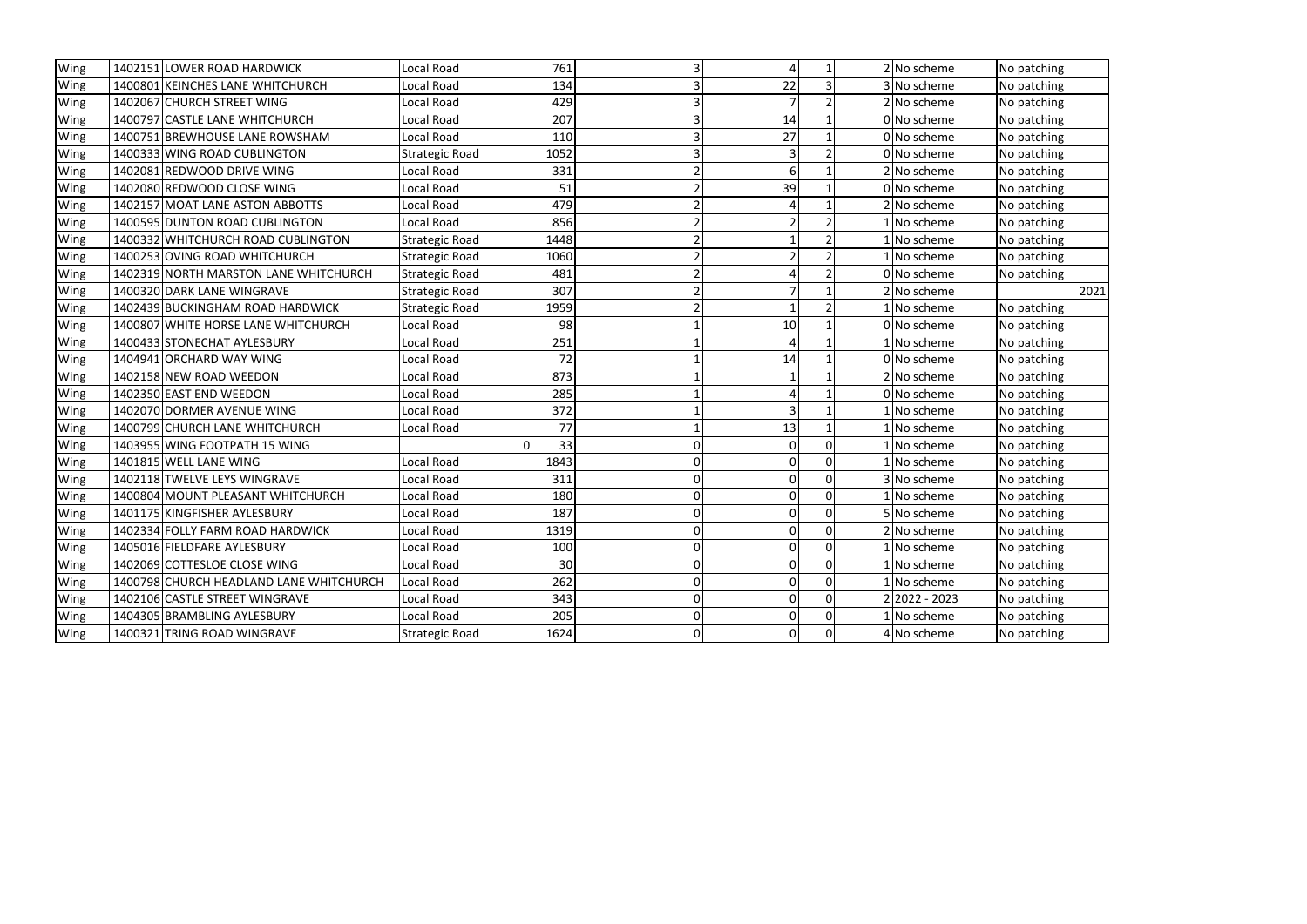| | | | | | | | | | | |
|---|---|---|---|---|---|---|---|---|---|---|
| Wing | 1402151 | LOWER ROAD HARDWICK | Local Road | 761 | 3 | 4 | 1 | 2 | No scheme | No patching |
| Wing | 1400801 | KEINCHES LANE WHITCHURCH | Local Road | 134 | 3 | 22 | 3 | 3 | No scheme | No patching |
| Wing | 1402067 | CHURCH STREET WING | Local Road | 429 | 3 | 7 | 2 | 2 | No scheme | No patching |
| Wing | 1400797 | CASTLE LANE WHITCHURCH | Local Road | 207 | 3 | 14 | 1 | 0 | No scheme | No patching |
| Wing | 1400751 | BREWHOUSE LANE ROWSHAM | Local Road | 110 | 3 | 27 | 1 | 0 | No scheme | No patching |
| Wing | 1400333 | WING ROAD CUBLINGTON | Strategic Road | 1052 | 3 | 3 | 2 | 0 | No scheme | No patching |
| Wing | 1402081 | REDWOOD DRIVE WING | Local Road | 331 | 2 | 6 | 1 | 2 | No scheme | No patching |
| Wing | 1402080 | REDWOOD CLOSE WING | Local Road | 51 | 2 | 39 | 1 | 0 | No scheme | No patching |
| Wing | 1402157 | MOAT LANE ASTON ABBOTTS | Local Road | 479 | 2 | 4 | 1 | 2 | No scheme | No patching |
| Wing | 1400595 | DUNTON ROAD CUBLINGTON | Local Road | 856 | 2 | 2 | 2 | 1 | No scheme | No patching |
| Wing | 1400332 | WHITCHURCH ROAD CUBLINGTON | Strategic Road | 1448 | 2 | 1 | 2 | 1 | No scheme | No patching |
| Wing | 1400253 | OVING ROAD WHITCHURCH | Strategic Road | 1060 | 2 | 2 | 2 | 1 | No scheme | No patching |
| Wing | 1402319 | NORTH MARSTON LANE WHITCHURCH | Strategic Road | 481 | 2 | 4 | 2 | 0 | No scheme | No patching |
| Wing | 1400320 | DARK LANE WINGRAVE | Strategic Road | 307 | 2 | 7 | 1 | 2 | No scheme | 2021 |
| Wing | 1402439 | BUCKINGHAM ROAD HARDWICK | Strategic Road | 1959 | 2 | 1 | 2 | 1 | No scheme | No patching |
| Wing | 1400807 | WHITE HORSE LANE WHITCHURCH | Local Road | 98 | 1 | 10 | 1 | 0 | No scheme | No patching |
| Wing | 1400433 | STONECHAT AYLESBURY | Local Road | 251 | 1 | 4 | 1 | 1 | No scheme | No patching |
| Wing | 1404941 | ORCHARD WAY WING | Local Road | 72 | 1 | 14 | 1 | 0 | No scheme | No patching |
| Wing | 1402158 | NEW ROAD WEEDON | Local Road | 873 | 1 | 1 | 1 | 2 | No scheme | No patching |
| Wing | 1402350 | EAST END WEEDON | Local Road | 285 | 1 | 4 | 1 | 0 | No scheme | No patching |
| Wing | 1402070 | DORMER AVENUE WING | Local Road | 372 | 1 | 3 | 1 | 1 | No scheme | No patching |
| Wing | 1400799 | CHURCH LANE WHITCHURCH | Local Road | 77 | 1 | 13 | 1 | 1 | No scheme | No patching |
| Wing | 1403955 | WING FOOTPATH 15 WING | 0 | 33 | 0 | 0 | 0 | 1 | No scheme | No patching |
| Wing | 1401815 | WELL LANE WING | Local Road | 1843 | 0 | 0 | 0 | 1 | No scheme | No patching |
| Wing | 1402118 | TWELVE LEYS WINGRAVE | Local Road | 311 | 0 | 0 | 0 | 3 | No scheme | No patching |
| Wing | 1400804 | MOUNT PLEASANT WHITCHURCH | Local Road | 180 | 0 | 0 | 0 | 1 | No scheme | No patching |
| Wing | 1401175 | KINGFISHER AYLESBURY | Local Road | 187 | 0 | 0 | 0 | 5 | No scheme | No patching |
| Wing | 1402334 | FOLLY FARM ROAD HARDWICK | Local Road | 1319 | 0 | 0 | 0 | 2 | No scheme | No patching |
| Wing | 1405016 | FIELDFARE AYLESBURY | Local Road | 100 | 0 | 0 | 0 | 1 | No scheme | No patching |
| Wing | 1402069 | COTTESLOE CLOSE WING | Local Road | 30 | 0 | 0 | 0 | 1 | No scheme | No patching |
| Wing | 1400798 | CHURCH HEADLAND LANE WHITCHURCH | Local Road | 262 | 0 | 0 | 0 | 1 | No scheme | No patching |
| Wing | 1402106 | CASTLE STREET WINGRAVE | Local Road | 343 | 0 | 0 | 0 | 2 | 2022 - 2023 | No patching |
| Wing | 1404305 | BRAMBLING AYLESBURY | Local Road | 205 | 0 | 0 | 0 | 1 | No scheme | No patching |
| Wing | 1400321 | TRING ROAD WINGRAVE | Strategic Road | 1624 | 0 | 0 | 0 | 4 | No scheme | No patching |